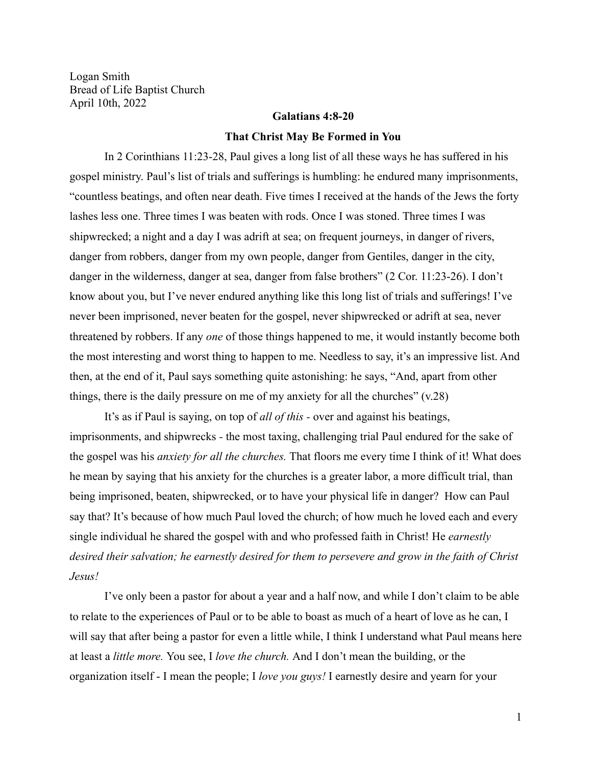Logan Smith
Bread of Life Baptist Church
April 10th, 2022

**Galatians 4:8-20**

**That Christ May Be Formed in You**

In 2 Corinthians 11:23-28, Paul gives a long list of all these ways he has suffered in his gospel ministry. Paul's list of trials and sufferings is humbling: he endured many imprisonments, "countless beatings, and often near death. Five times I received at the hands of the Jews the forty lashes less one. Three times I was beaten with rods. Once I was stoned. Three times I was shipwrecked; a night and a day I was adrift at sea; on frequent journeys, in danger of rivers, danger from robbers, danger from my own people, danger from Gentiles, danger in the city, danger in the wilderness, danger at sea, danger from false brothers" (2 Cor. 11:23-26). I don't know about you, but I've never endured anything like this long list of trials and sufferings! I've never been imprisoned, never beaten for the gospel, never shipwrecked or adrift at sea, never threatened by robbers. If any *one* of those things happened to me, it would instantly become both the most interesting and worst thing to happen to me. Needless to say, it's an impressive list. And then, at the end of it, Paul says something quite astonishing: he says, "And, apart from other things, there is the daily pressure on me of my anxiety for all the churches" (v.28)

It's as if Paul is saying, on top of *all of this* - over and against his beatings, imprisonments, and shipwrecks - the most taxing, challenging trial Paul endured for the sake of the gospel was his *anxiety for all the churches.* That floors me every time I think of it! What does he mean by saying that his anxiety for the churches is a greater labor, a more difficult trial, than being imprisoned, beaten, shipwrecked, or to have your physical life in danger? How can Paul say that? It's because of how much Paul loved the church; of how much he loved each and every single individual he shared the gospel with and who professed faith in Christ! He *earnestly desired their salvation; he earnestly desired for them to persevere and grow in the faith of Christ Jesus!*

I've only been a pastor for about a year and a half now, and while I don't claim to be able to relate to the experiences of Paul or to be able to boast as much of a heart of love as he can, I will say that after being a pastor for even a little while, I think I understand what Paul means here at least a *little more.* You see, I *love the church.* And I don't mean the building, or the organization itself - I mean the people; I *love you guys!* I earnestly desire and yearn for your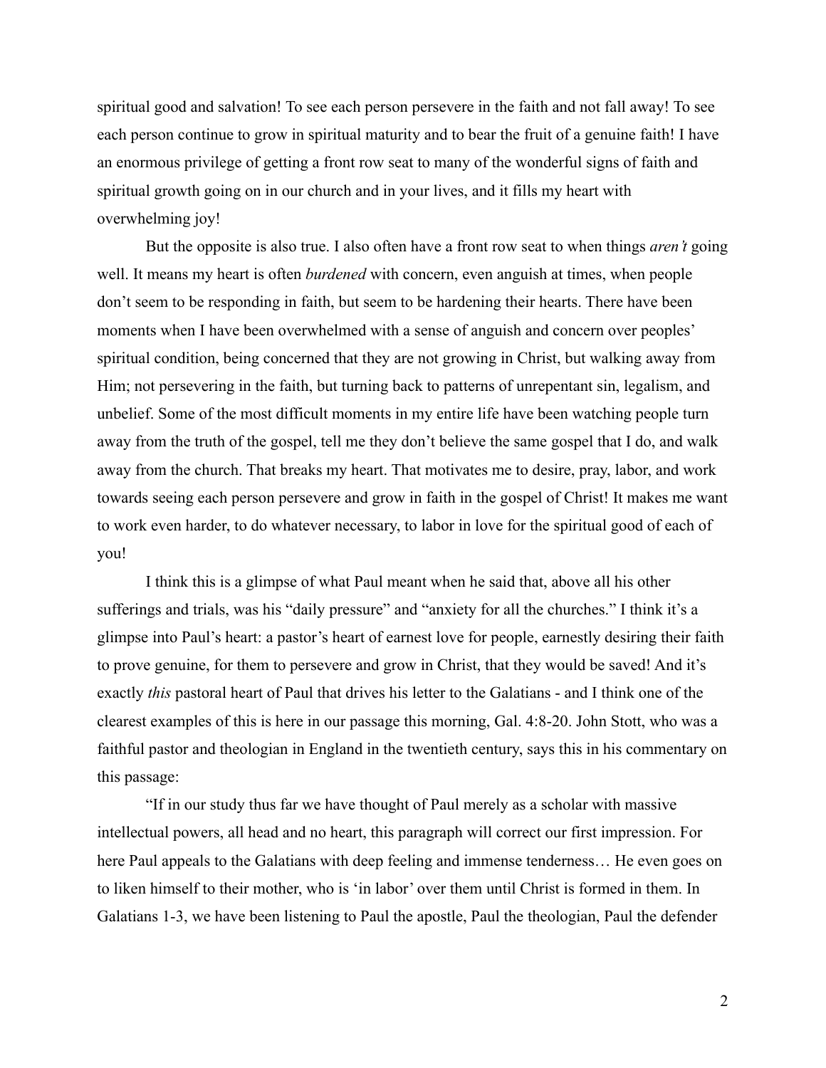spiritual good and salvation! To see each person persevere in the faith and not fall away! To see each person continue to grow in spiritual maturity and to bear the fruit of a genuine faith! I have an enormous privilege of getting a front row seat to many of the wonderful signs of faith and spiritual growth going on in our church and in your lives, and it fills my heart with overwhelming joy!

But the opposite is also true. I also often have a front row seat to when things *aren't* going well. It means my heart is often *burdened* with concern, even anguish at times, when people don't seem to be responding in faith, but seem to be hardening their hearts. There have been moments when I have been overwhelmed with a sense of anguish and concern over peoples' spiritual condition, being concerned that they are not growing in Christ, but walking away from Him; not persevering in the faith, but turning back to patterns of unrepentant sin, legalism, and unbelief. Some of the most difficult moments in my entire life have been watching people turn away from the truth of the gospel, tell me they don't believe the same gospel that I do, and walk away from the church. That breaks my heart. That motivates me to desire, pray, labor, and work towards seeing each person persevere and grow in faith in the gospel of Christ! It makes me want to work even harder, to do whatever necessary, to labor in love for the spiritual good of each of you!

I think this is a glimpse of what Paul meant when he said that, above all his other sufferings and trials, was his "daily pressure" and "anxiety for all the churches." I think it's a glimpse into Paul's heart: a pastor's heart of earnest love for people, earnestly desiring their faith to prove genuine, for them to persevere and grow in Christ, that they would be saved! And it's exactly *this* pastoral heart of Paul that drives his letter to the Galatians - and I think one of the clearest examples of this is here in our passage this morning, Gal. 4:8-20. John Stott, who was a faithful pastor and theologian in England in the twentieth century, says this in his commentary on this passage:

"If in our study thus far we have thought of Paul merely as a scholar with massive intellectual powers, all head and no heart, this paragraph will correct our first impression. For here Paul appeals to the Galatians with deep feeling and immense tenderness… He even goes on to liken himself to their mother, who is 'in labor' over them until Christ is formed in them. In Galatians 1-3, we have been listening to Paul the apostle, Paul the theologian, Paul the defender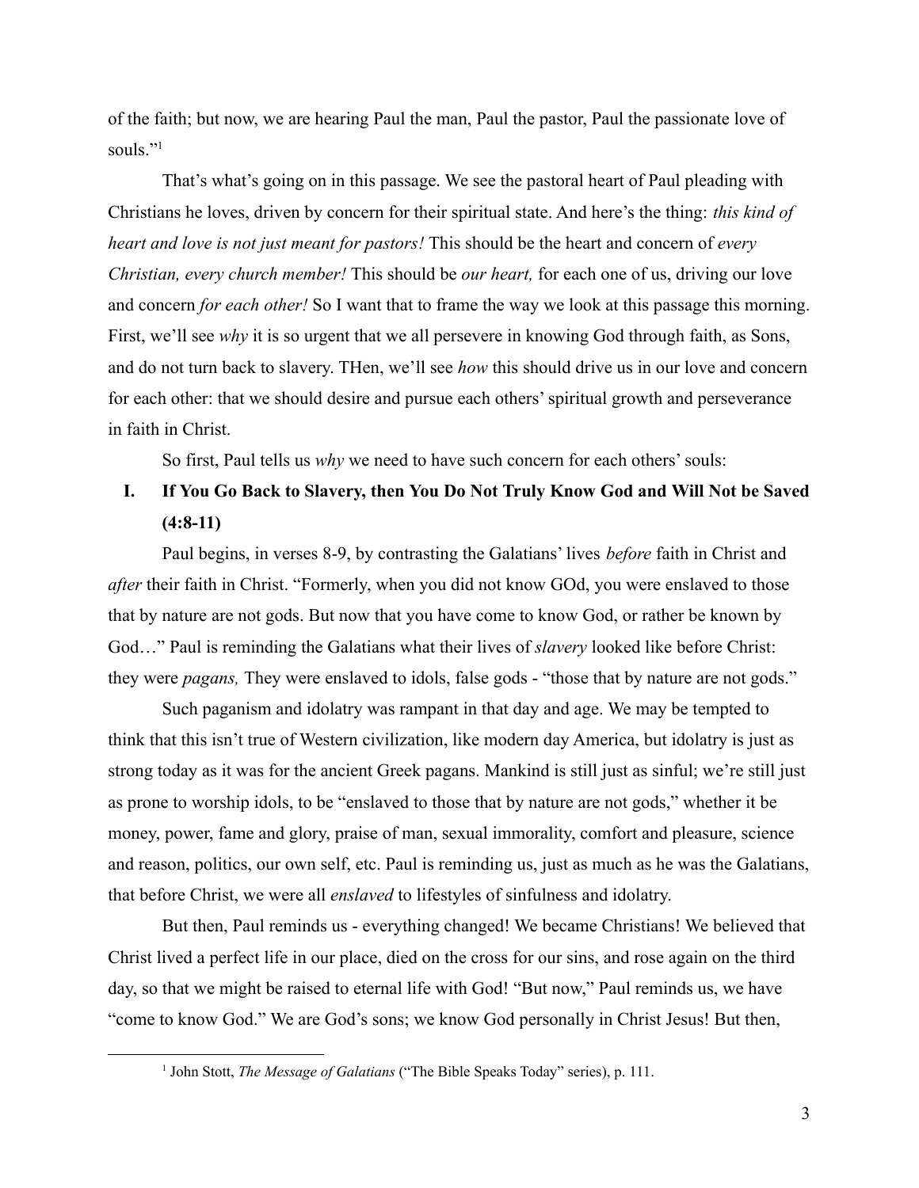of the faith; but now, we are hearing Paul the man, Paul the pastor, Paul the passionate love of souls."[1]

That's what's going on in this passage. We see the pastoral heart of Paul pleading with Christians he loves, driven by concern for their spiritual state. And here's the thing: *this kind of heart and love is not just meant for pastors!* This should be the heart and concern of *every Christian, every church member!* This should be *our heart,* for each one of us, driving our love and concern *for each other!* So I want that to frame the way we look at this passage this morning. First, we'll see *why* it is so urgent that we all persevere in knowing God through faith, as Sons, and do not turn back to slavery. THen, we'll see *how* this should drive us in our love and concern for each other: that we should desire and pursue each others' spiritual growth and perseverance in faith in Christ.

So first, Paul tells us *why* we need to have such concern for each others' souls:

## I. If You Go Back to Slavery, then You Do Not Truly Know God and Will Not be Saved (4:8-11)

Paul begins, in verses 8-9, by contrasting the Galatians' lives *before* faith in Christ and *after* their faith in Christ. "Formerly, when you did not know GOd, you were enslaved to those that by nature are not gods. But now that you have come to know God, or rather be known by God…" Paul is reminding the Galatians what their lives of *slavery* looked like before Christ: they were *pagans,* They were enslaved to idols, false gods - "those that by nature are not gods."

Such paganism and idolatry was rampant in that day and age. We may be tempted to think that this isn't true of Western civilization, like modern day America, but idolatry is just as strong today as it was for the ancient Greek pagans. Mankind is still just as sinful; we're still just as prone to worship idols, to be "enslaved to those that by nature are not gods," whether it be money, power, fame and glory, praise of man, sexual immorality, comfort and pleasure, science and reason, politics, our own self, etc. Paul is reminding us, just as much as he was the Galatians, that before Christ, we were all *enslaved* to lifestyles of sinfulness and idolatry.

But then, Paul reminds us - everything changed! We became Christians! We believed that Christ lived a perfect life in our place, died on the cross for our sins, and rose again on the third day, so that we might be raised to eternal life with God! "But now," Paul reminds us, we have "come to know God." We are God's sons; we know God personally in Christ Jesus! But then,

[1] John Stott, *The Message of Galatians* ("The Bible Speaks Today" series), p. 111.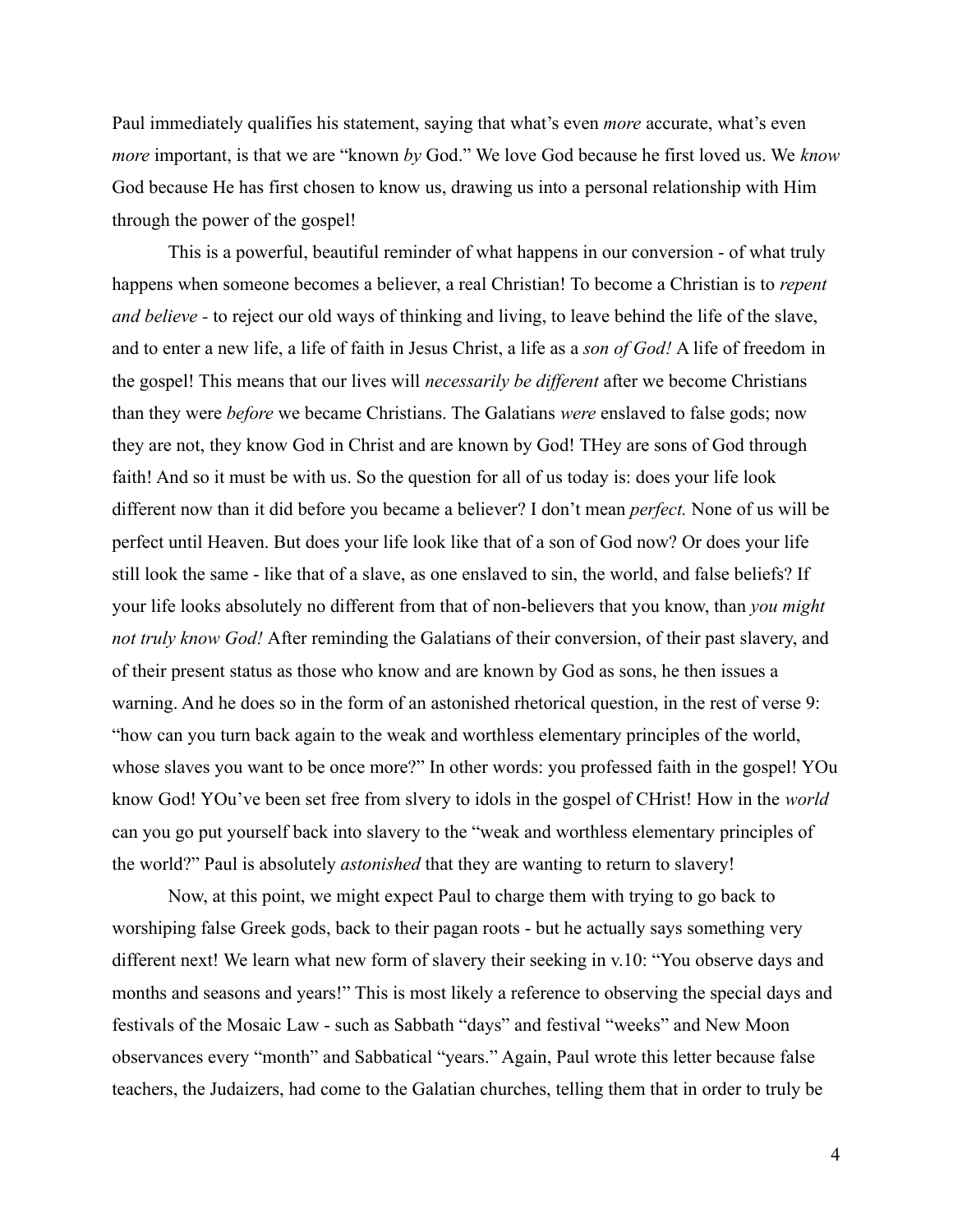Paul immediately qualifies his statement, saying that what's even *more* accurate, what's even *more* important, is that we are "known *by* God." We love God because he first loved us. We *know* God because He has first chosen to know us, drawing us into a personal relationship with Him through the power of the gospel!

This is a powerful, beautiful reminder of what happens in our conversion - of what truly happens when someone becomes a believer, a real Christian! To become a Christian is to *repent and believe* - to reject our old ways of thinking and living, to leave behind the life of the slave, and to enter a new life, a life of faith in Jesus Christ, a life as a *son of God!* A life of freedom in the gospel! This means that our lives will *necessarily be different* after we become Christians than they were *before* we became Christians. The Galatians *were* enslaved to false gods; now they are not, they know God in Christ and are known by God! THey are sons of God through faith! And so it must be with us. So the question for all of us today is: does your life look different now than it did before you became a believer? I don't mean *perfect.* None of us will be perfect until Heaven. But does your life look like that of a son of God now? Or does your life still look the same - like that of a slave, as one enslaved to sin, the world, and false beliefs? If your life looks absolutely no different from that of non-believers that you know, than *you might not truly know God!* After reminding the Galatians of their conversion, of their past slavery, and of their present status as those who know and are known by God as sons, he then issues a warning. And he does so in the form of an astonished rhetorical question, in the rest of verse 9: "how can you turn back again to the weak and worthless elementary principles of the world, whose slaves you want to be once more?" In other words: you professed faith in the gospel! YOu know God! YOu've been set free from slvery to idols in the gospel of CHrist! How in the *world* can you go put yourself back into slavery to the "weak and worthless elementary principles of the world?" Paul is absolutely *astonished* that they are wanting to return to slavery!

Now, at this point, we might expect Paul to charge them with trying to go back to worshiping false Greek gods, back to their pagan roots - but he actually says something very different next! We learn what new form of slavery their seeking in v.10: "You observe days and months and seasons and years!" This is most likely a reference to observing the special days and festivals of the Mosaic Law - such as Sabbath "days" and festival "weeks" and New Moon observances every "month" and Sabbatical "years." Again, Paul wrote this letter because false teachers, the Judaizers, had come to the Galatian churches, telling them that in order to truly be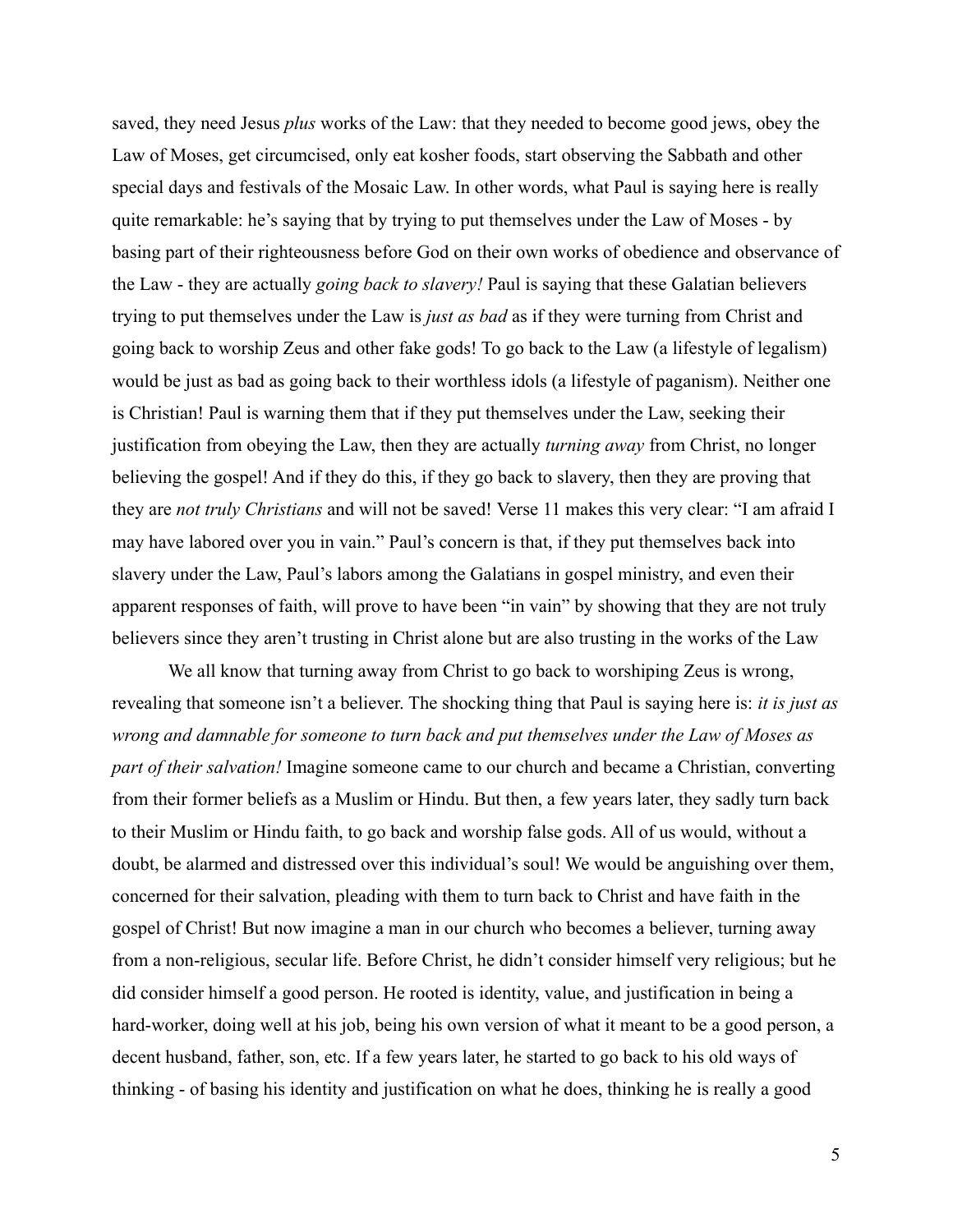saved, they need Jesus *plus* works of the Law: that they needed to become good jews, obey the Law of Moses, get circumcised, only eat kosher foods, start observing the Sabbath and other special days and festivals of the Mosaic Law. In other words, what Paul is saying here is really quite remarkable: he's saying that by trying to put themselves under the Law of Moses - by basing part of their righteousness before God on their own works of obedience and observance of the Law - they are actually *going back to slavery!* Paul is saying that these Galatian believers trying to put themselves under the Law is *just as bad* as if they were turning from Christ and going back to worship Zeus and other fake gods! To go back to the Law (a lifestyle of legalism) would be just as bad as going back to their worthless idols (a lifestyle of paganism). Neither one is Christian! Paul is warning them that if they put themselves under the Law, seeking their justification from obeying the Law, then they are actually *turning away* from Christ, no longer believing the gospel! And if they do this, if they go back to slavery, then they are proving that they are *not truly Christians* and will not be saved! Verse 11 makes this very clear: "I am afraid I may have labored over you in vain." Paul's concern is that, if they put themselves back into slavery under the Law, Paul's labors among the Galatians in gospel ministry, and even their apparent responses of faith, will prove to have been "in vain" by showing that they are not truly believers since they aren't trusting in Christ alone but are also trusting in the works of the Law

We all know that turning away from Christ to go back to worshiping Zeus is wrong, revealing that someone isn't a believer. The shocking thing that Paul is saying here is: *it is just as wrong and damnable for someone to turn back and put themselves under the Law of Moses as part of their salvation!* Imagine someone came to our church and became a Christian, converting from their former beliefs as a Muslim or Hindu. But then, a few years later, they sadly turn back to their Muslim or Hindu faith, to go back and worship false gods. All of us would, without a doubt, be alarmed and distressed over this individual's soul! We would be anguishing over them, concerned for their salvation, pleading with them to turn back to Christ and have faith in the gospel of Christ! But now imagine a man in our church who becomes a believer, turning away from a non-religious, secular life. Before Christ, he didn't consider himself very religious; but he did consider himself a good person. He rooted is identity, value, and justification in being a hard-worker, doing well at his job, being his own version of what it meant to be a good person, a decent husband, father, son, etc. If a few years later, he started to go back to his old ways of thinking - of basing his identity and justification on what he does, thinking he is really a good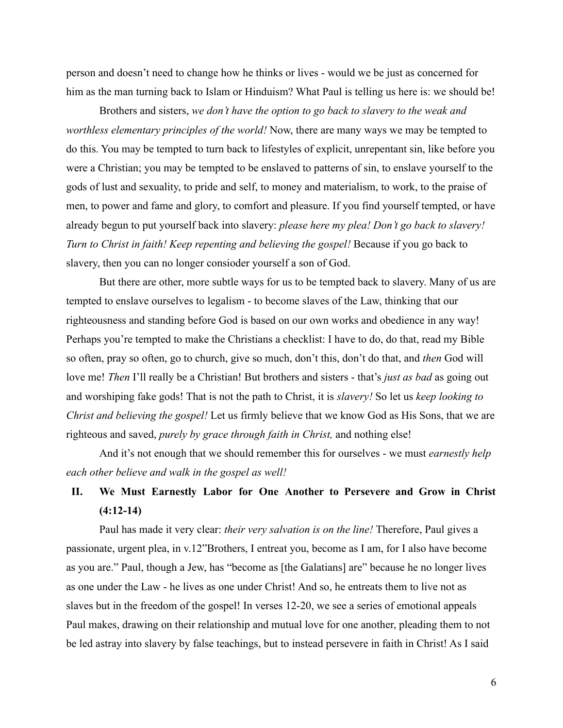person and doesn't need to change how he thinks or lives - would we be just as concerned for him as the man turning back to Islam or Hinduism? What Paul is telling us here is: we should be!

Brothers and sisters, *we don't have the option to go back to slavery to the weak and worthless elementary principles of the world!* Now, there are many ways we may be tempted to do this. You may be tempted to turn back to lifestyles of explicit, unrepentant sin, like before you were a Christian; you may be tempted to be enslaved to patterns of sin, to enslave yourself to the gods of lust and sexuality, to pride and self, to money and materialism, to work, to the praise of men, to power and fame and glory, to comfort and pleasure. If you find yourself tempted, or have already begun to put yourself back into slavery: *please here my plea! Don't go back to slavery! Turn to Christ in faith! Keep repenting and believing the gospel!* Because if you go back to slavery, then you can no longer consioder yourself a son of God.

But there are other, more subtle ways for us to be tempted back to slavery. Many of us are tempted to enslave ourselves to legalism - to become slaves of the Law, thinking that our righteousness and standing before God is based on our own works and obedience in any way! Perhaps you're tempted to make the Christians a checklist: I have to do, do that, read my Bible so often, pray so often, go to church, give so much, don't this, don't do that, and *then* God will love me! *Then* I'll really be a Christian! But brothers and sisters - that's *just as bad* as going out and worshiping fake gods! That is not the path to Christ, it is *slavery!* So let us *keep looking to Christ and believing the gospel!* Let us firmly believe that we know God as His Sons, that we are righteous and saved, *purely by grace through faith in Christ,* and nothing else!

And it's not enough that we should remember this for ourselves - we must *earnestly help each other believe and walk in the gospel as well!*

## II. We Must Earnestly Labor for One Another to Persevere and Grow in Christ (4:12-14)

Paul has made it very clear: *their very salvation is on the line!* Therefore, Paul gives a passionate, urgent plea, in v.12"Brothers, I entreat you, become as I am, for I also have become as you are." Paul, though a Jew, has "become as [the Galatians] are" because he no longer lives as one under the Law - he lives as one under Christ! And so, he entreats them to live not as slaves but in the freedom of the gospel! In verses 12-20, we see a series of emotional appeals Paul makes, drawing on their relationship and mutual love for one another, pleading them to not be led astray into slavery by false teachings, but to instead persevere in faith in Christ! As I said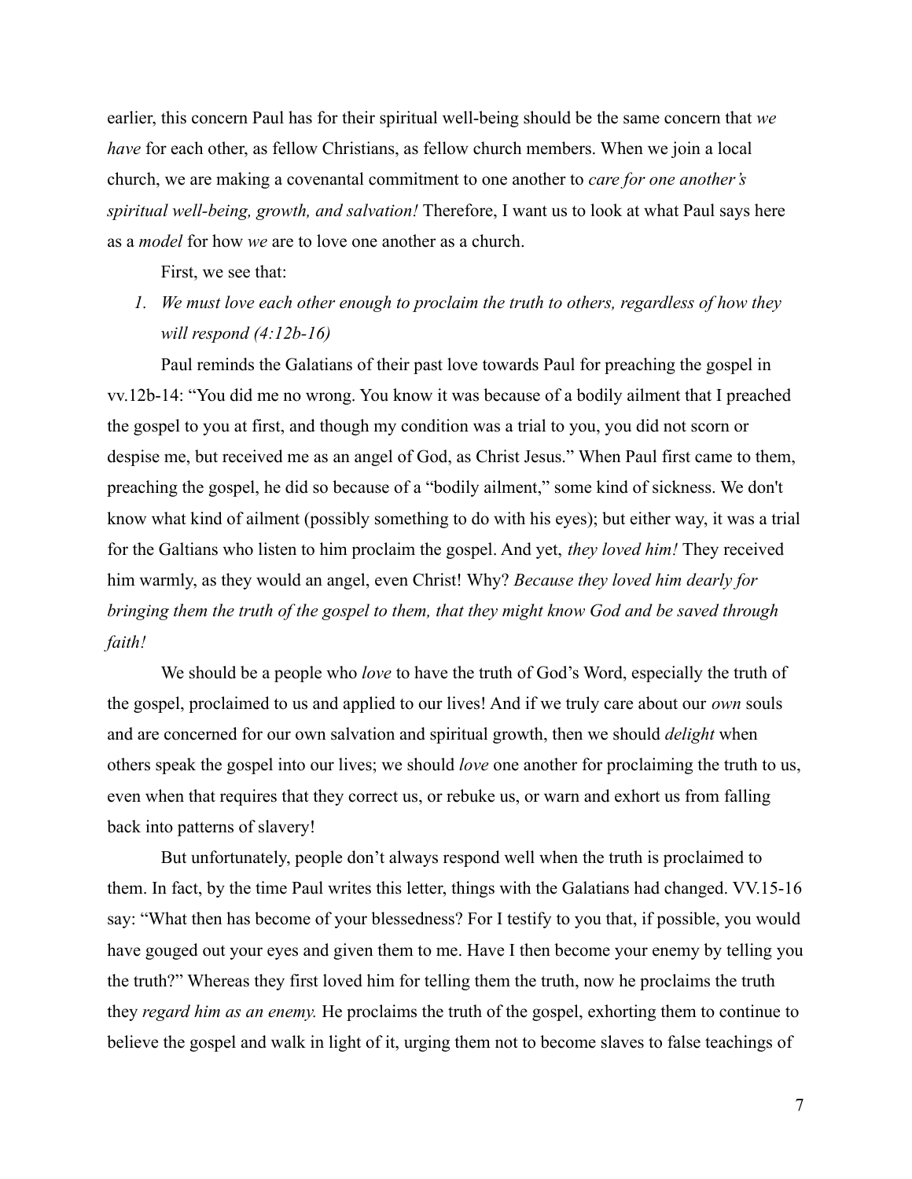earlier, this concern Paul has for their spiritual well-being should be the same concern that *we have* for each other, as fellow Christians, as fellow church members. When we join a local church, we are making a covenantal commitment to one another to *care for one another's spiritual well-being, growth, and salvation!* Therefore, I want us to look at what Paul says here as a *model* for how *we* are to love one another as a church.

First, we see that:

1. *We must love each other enough to proclaim the truth to others, regardless of how they will respond (4:12b-16)*

Paul reminds the Galatians of their past love towards Paul for preaching the gospel in vv.12b-14: "You did me no wrong. You know it was because of a bodily ailment that I preached the gospel to you at first, and though my condition was a trial to you, you did not scorn or despise me, but received me as an angel of God, as Christ Jesus." When Paul first came to them, preaching the gospel, he did so because of a "bodily ailment," some kind of sickness. We don't know what kind of ailment (possibly something to do with his eyes); but either way, it was a trial for the Galtians who listen to him proclaim the gospel. And yet, *they loved him!* They received him warmly, as they would an angel, even Christ! Why? *Because they loved him dearly for bringing them the truth of the gospel to them, that they might know God and be saved through faith!*

We should be a people who *love* to have the truth of God's Word, especially the truth of the gospel, proclaimed to us and applied to our lives! And if we truly care about our *own* souls and are concerned for our own salvation and spiritual growth, then we should *delight* when others speak the gospel into our lives; we should *love* one another for proclaiming the truth to us, even when that requires that they correct us, or rebuke us, or warn and exhort us from falling back into patterns of slavery!

But unfortunately, people don't always respond well when the truth is proclaimed to them. In fact, by the time Paul writes this letter, things with the Galatians had changed. VV.15-16 say: "What then has become of your blessedness? For I testify to you that, if possible, you would have gouged out your eyes and given them to me. Have I then become your enemy by telling you the truth?" Whereas they first loved him for telling them the truth, now he proclaims the truth they *regard him as an enemy.* He proclaims the truth of the gospel, exhorting them to continue to believe the gospel and walk in light of it, urging them not to become slaves to false teachings of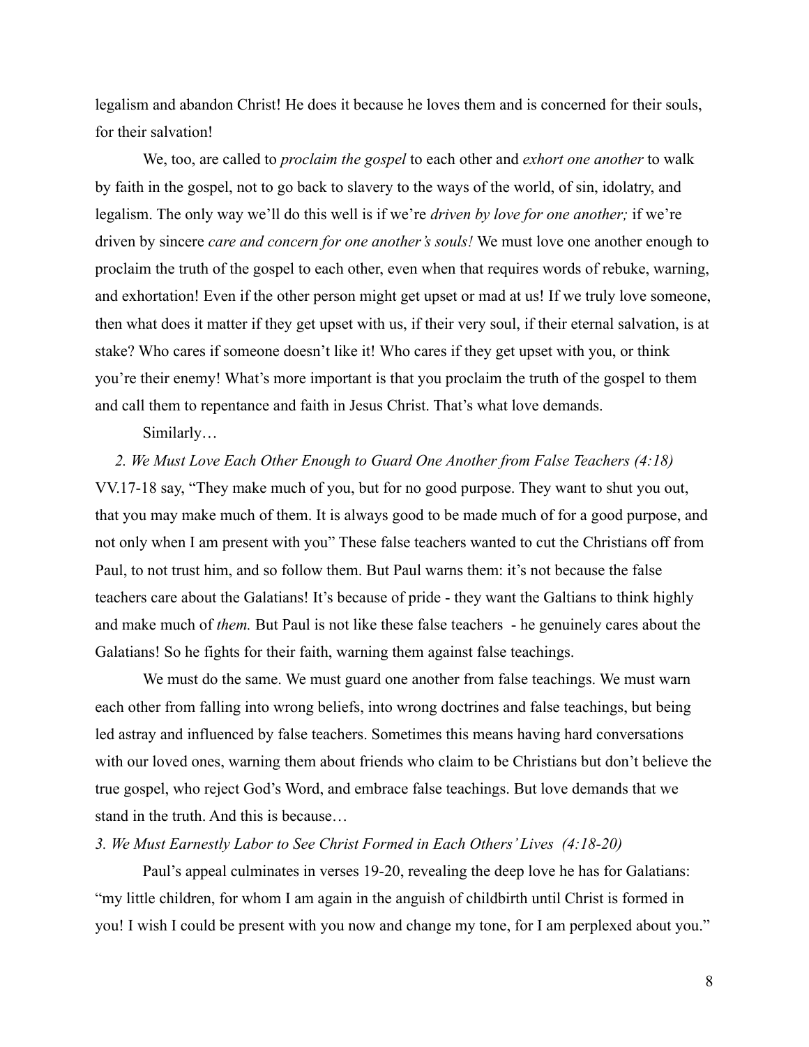legalism and abandon Christ! He does it because he loves them and is concerned for their souls, for their salvation!

We, too, are called to *proclaim the gospel* to each other and *exhort one another* to walk by faith in the gospel, not to go back to slavery to the ways of the world, of sin, idolatry, and legalism. The only way we'll do this well is if we're *driven by love for one another;* if we're driven by sincere *care and concern for one another's souls!* We must love one another enough to proclaim the truth of the gospel to each other, even when that requires words of rebuke, warning, and exhortation! Even if the other person might get upset or mad at us! If we truly love someone, then what does it matter if they get upset with us, if their very soul, if their eternal salvation, is at stake? Who cares if someone doesn't like it! Who cares if they get upset with you, or think you're their enemy! What's more important is that you proclaim the truth of the gospel to them and call them to repentance and faith in Jesus Christ. That's what love demands.

Similarly…

*2. We Must Love Each Other Enough to Guard One Another from False Teachers (4:18)*

VV.17-18 say, "They make much of you, but for no good purpose. They want to shut you out, that you may make much of them. It is always good to be made much of for a good purpose, and not only when I am present with you" These false teachers wanted to cut the Christians off from Paul, to not trust him, and so follow them. But Paul warns them: it's not because the false teachers care about the Galatians! It's because of pride - they want the Galtians to think highly and make much of *them.* But Paul is not like these false teachers - he genuinely cares about the Galatians! So he fights for their faith, warning them against false teachings.

We must do the same. We must guard one another from false teachings. We must warn each other from falling into wrong beliefs, into wrong doctrines and false teachings, but being led astray and influenced by false teachers. Sometimes this means having hard conversations with our loved ones, warning them about friends who claim to be Christians but don't believe the true gospel, who reject God's Word, and embrace false teachings. But love demands that we stand in the truth. And this is because…

*3. We Must Earnestly Labor to See Christ Formed in Each Others' Lives (4:18-20)*

Paul's appeal culminates in verses 19-20, revealing the deep love he has for Galatians: "my little children, for whom I am again in the anguish of childbirth until Christ is formed in you! I wish I could be present with you now and change my tone, for I am perplexed about you."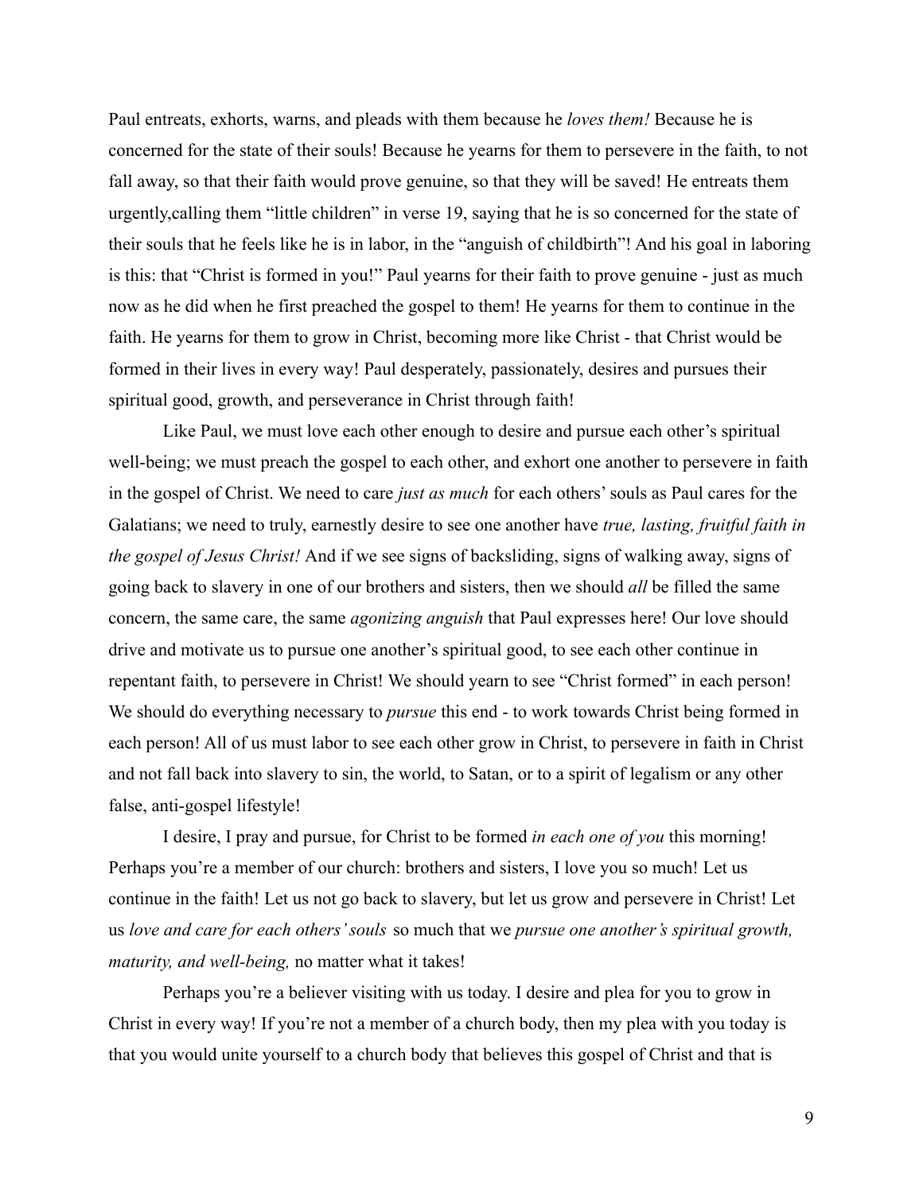Paul entreats, exhorts, warns, and pleads with them because he *loves them!* Because he is concerned for the state of their souls! Because he yearns for them to persevere in the faith, to not fall away, so that their faith would prove genuine, so that they will be saved! He entreats them urgently,calling them "little children" in verse 19, saying that he is so concerned for the state of their souls that he feels like he is in labor, in the "anguish of childbirth"! And his goal in laboring is this: that "Christ is formed in you!" Paul yearns for their faith to prove genuine - just as much now as he did when he first preached the gospel to them! He yearns for them to continue in the faith. He yearns for them to grow in Christ, becoming more like Christ - that Christ would be formed in their lives in every way! Paul desperately, passionately, desires and pursues their spiritual good, growth, and perseverance in Christ through faith!

Like Paul, we must love each other enough to desire and pursue each other's spiritual well-being; we must preach the gospel to each other, and exhort one another to persevere in faith in the gospel of Christ. We need to care *just as much* for each others' souls as Paul cares for the Galatians; we need to truly, earnestly desire to see one another have *true, lasting, fruitful faith in the gospel of Jesus Christ!* And if we see signs of backsliding, signs of walking away, signs of going back to slavery in one of our brothers and sisters, then we should *all* be filled the same concern, the same care, the same *agonizing anguish* that Paul expresses here! Our love should drive and motivate us to pursue one another's spiritual good, to see each other continue in repentant faith, to persevere in Christ! We should yearn to see "Christ formed" in each person! We should do everything necessary to *pursue* this end - to work towards Christ being formed in each person! All of us must labor to see each other grow in Christ, to persevere in faith in Christ and not fall back into slavery to sin, the world, to Satan, or to a spirit of legalism or any other false, anti-gospel lifestyle!

I desire, I pray and pursue, for Christ to be formed *in each one of you* this morning! Perhaps you're a member of our church: brothers and sisters, I love you so much! Let us continue in the faith! Let us not go back to slavery, but let us grow and persevere in Christ! Let us *love and care for each others' souls* so much that we *pursue one another's spiritual growth, maturity, and well-being,* no matter what it takes!

Perhaps you're a believer visiting with us today. I desire and plea for you to grow in Christ in every way! If you're not a member of a church body, then my plea with you today is that you would unite yourself to a church body that believes this gospel of Christ and that is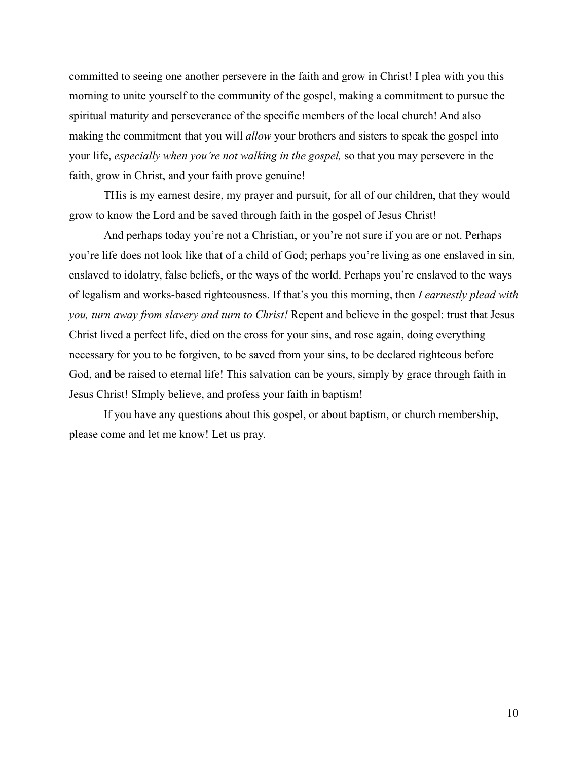committed to seeing one another persevere in the faith and grow in Christ! I plea with you this morning to unite yourself to the community of the gospel, making a commitment to pursue the spiritual maturity and perseverance of the specific members of the local church! And also making the commitment that you will *allow* your brothers and sisters to speak the gospel into your life, *especially when you're not walking in the gospel,* so that you may persevere in the faith, grow in Christ, and your faith prove genuine!

THis is my earnest desire, my prayer and pursuit, for all of our children, that they would grow to know the Lord and be saved through faith in the gospel of Jesus Christ!

And perhaps today you're not a Christian, or you're not sure if you are or not. Perhaps you're life does not look like that of a child of God; perhaps you're living as one enslaved in sin, enslaved to idolatry, false beliefs, or the ways of the world. Perhaps you're enslaved to the ways of legalism and works-based righteousness. If that's you this morning, then *I earnestly plead with you, turn away from slavery and turn to Christ!* Repent and believe in the gospel: trust that Jesus Christ lived a perfect life, died on the cross for your sins, and rose again, doing everything necessary for you to be forgiven, to be saved from your sins, to be declared righteous before God, and be raised to eternal life! This salvation can be yours, simply by grace through faith in Jesus Christ! SImply believe, and profess your faith in baptism!

If you have any questions about this gospel, or about baptism, or church membership, please come and let me know! Let us pray.